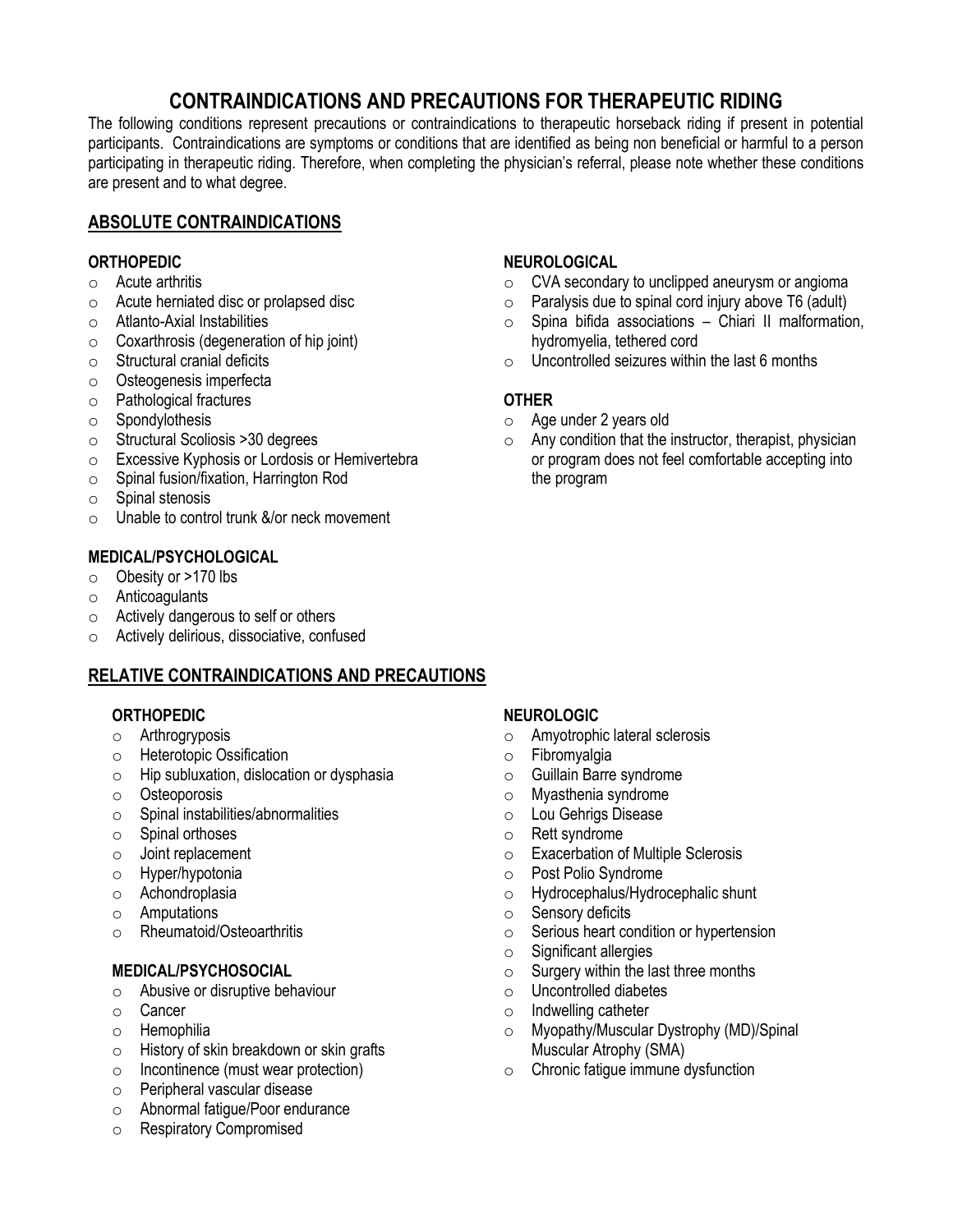# CONTRAINDICATIONS AND PRECAUTIONS FOR THERAPEUTIC RIDING

The following conditions represent precautions or contraindications to therapeutic horseback riding if present in potential participants. Contraindications are symptoms or conditions that are identified as being non beneficial or harmful to a person participating in therapeutic riding. Therefore, when completing the physician's referral, please note whether these conditions are present and to what degree.

## ABSOLUTE CONTRAINDICATIONS

### ORTHOPEDIC

- Acute arthritis
- Acute herniated disc or prolapsed disc
- Atlanto-Axial Instabilities
- Coxarthrosis (degeneration of hip joint)
- Structural cranial deficits
- Osteogenesis imperfecta
- Pathological fractures
- Spondylothesis
- Structural Scoliosis >30 degrees
- Excessive Kyphosis or Lordosis or Hemivertebra
- Spinal fusion/fixation, Harrington Rod
- Spinal stenosis
- Unable to control trunk &/or neck movement

### MEDICAL/PSYCHOLOGICAL

- Obesity or >170 lbs
- Anticoagulants
- Actively dangerous to self or others
- Actively delirious, dissociative, confused

### NEUROLOGICAL

- CVA secondary to unclipped aneurysm or angioma
- Paralysis due to spinal cord injury above T6 (adult)
- Spina bifida associations – Chiari II malformation, hydromyelia, tethered cord
- Uncontrolled seizures within the last 6 months

### OTHER

- Age under 2 years old
- Any condition that the instructor, therapist, physician or program does not feel comfortable accepting into the program

## RELATIVE CONTRAINDICATIONS AND PRECAUTIONS

### ORTHOPEDIC

- Arthrogryposis
- Heterotopic Ossification
- Hip subluxation, dislocation or dysphasia
- Osteoporosis
- Spinal instabilities/abnormalities
- Spinal orthoses
- Joint replacement
- Hyper/hypotonia
- Achondroplasia
- Amputations
- Rheumatoid/Osteoarthritis

### MEDICAL/PSYCHOSOCIAL

- Abusive or disruptive behaviour
- Cancer
- Hemophilia
- History of skin breakdown or skin grafts
- Incontinence (must wear protection)
- Peripheral vascular disease
- Abnormal fatigue/Poor endurance
- Respiratory Compromised

### NEUROLOGIC

- Amyotrophic lateral sclerosis
- Fibromyalgia
- Guillain Barre syndrome
- Myasthenia syndrome
- Lou Gehrigs Disease
- Rett syndrome
- Exacerbation of Multiple Sclerosis
- Post Polio Syndrome
- Hydrocephalus/Hydrocephalic shunt
- Sensory deficits
- Serious heart condition or hypertension
- Significant allergies
- Surgery within the last three months
- Uncontrolled diabetes
- Indwelling catheter
- Myopathy/Muscular Dystrophy (MD)/Spinal Muscular Atrophy (SMA)
- Chronic fatigue immune dysfunction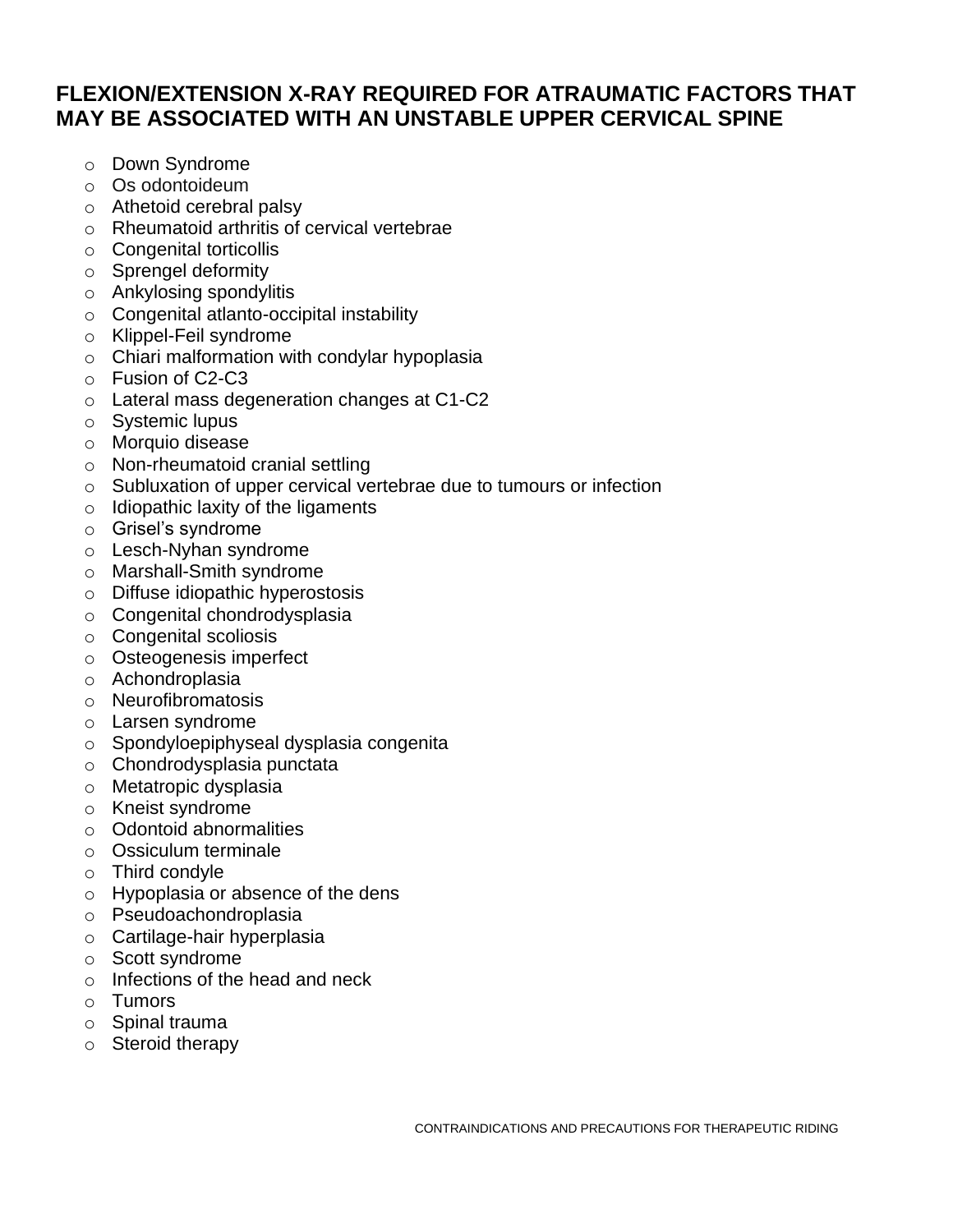## FLEXION/EXTENSION X-RAY REQUIRED FOR ATRAUMATIC FACTORS THAT MAY BE ASSOCIATED WITH AN UNSTABLE UPPER CERVICAL SPINE

- Down Syndrome
- Os odontoideum
- Athetoid cerebral palsy
- Rheumatoid arthritis of cervical vertebrae
- Congenital torticollis
- Sprengel deformity
- Ankylosing spondylitis
- Congenital atlanto-occipital instability
- Klippel-Feil syndrome
- Chiari malformation with condylar hypoplasia
- Fusion of C2-C3
- Lateral mass degeneration changes at C1-C2
- Systemic lupus
- Morquio disease
- Non-rheumatoid cranial settling
- Subluxation of upper cervical vertebrae due to tumours or infection
- Idiopathic laxity of the ligaments
- Grisel's syndrome
- Lesch-Nyhan syndrome
- Marshall-Smith syndrome
- Diffuse idiopathic hyperostosis
- Congenital chondrodysplasia
- Congenital scoliosis
- Osteogenesis imperfect
- Achondroplasia
- Neurofibromatosis
- Larsen syndrome
- Spondyloepiphyseal dysplasia congenita
- Chondrodysplasia punctata
- Metatropic dysplasia
- Kneist syndrome
- Odontoid abnormalities
- Ossiculum terminale
- Third condyle
- Hypoplasia or absence of the dens
- Pseudoachondroplasia
- Cartilage-hair hyperplasia
- Scott syndrome
- Infections of the head and neck
- Tumors
- Spinal trauma
- Steroid therapy